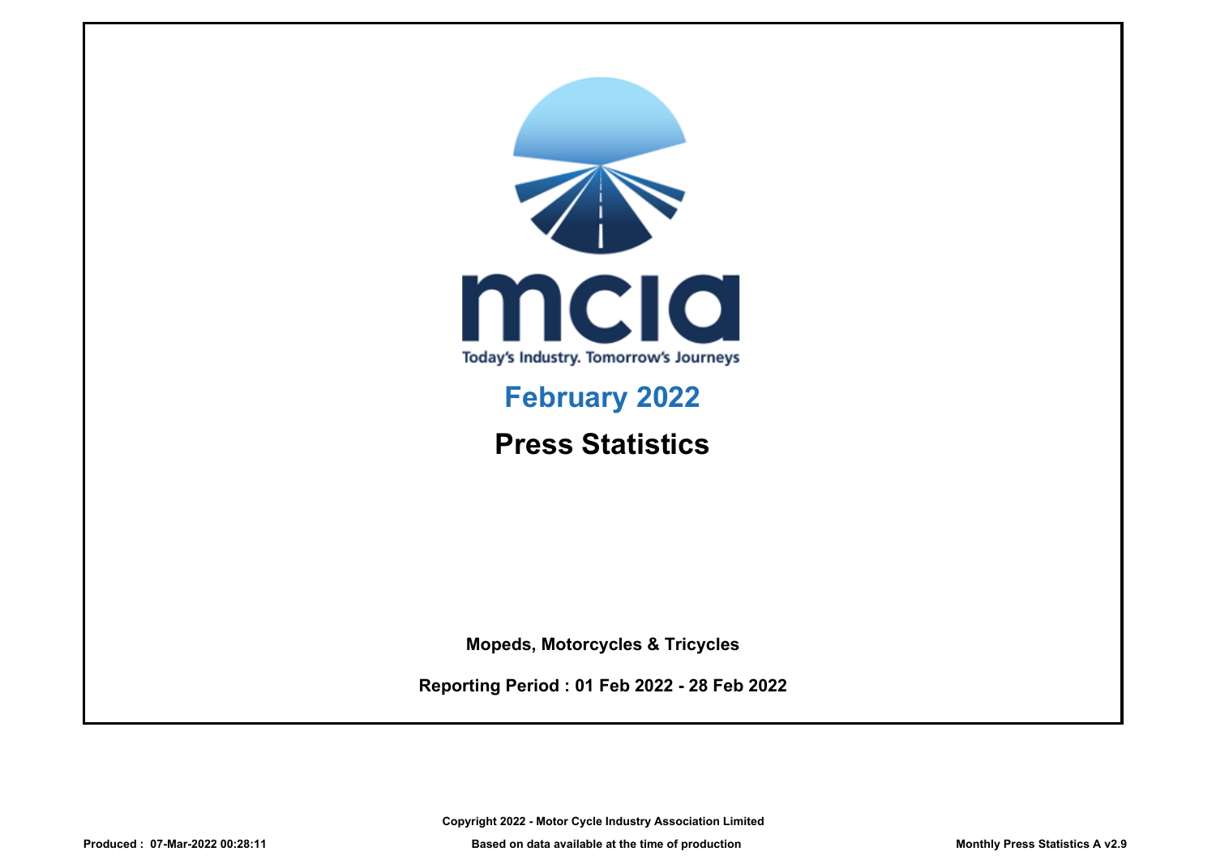mcia

Today's Industry. Tomorrow's Journeys

# February 2022

# Press Statistics

**Mopeds, Motorcycles & Tricycles**

**Reporting Period : 01 Feb 2022 - 28 Feb 2022**

**Copyright 2022 - Motor Cycle Industry Association Limited**

**Produced : 07-Mar-2022 00:28:11**

**Based on data available at the time of production**

**Monthly Press Statistics A v2.9**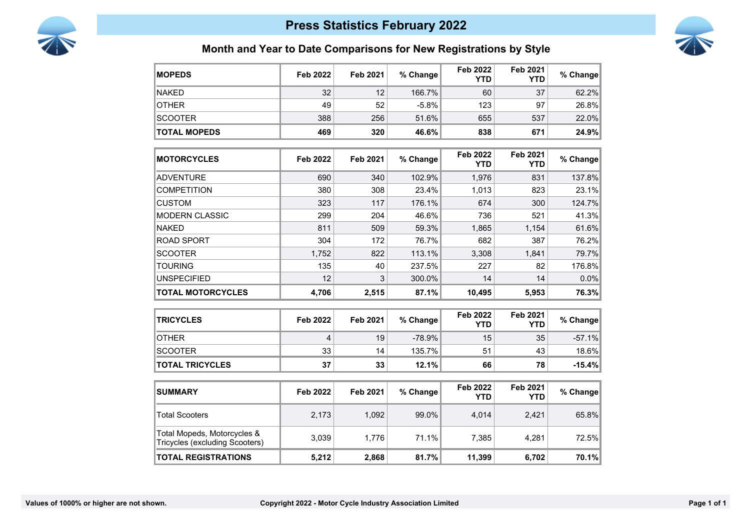# Press Statistics February 2022

## Month and Year to Date Comparisons for New Registrations by Style

| MOPEDS | Feb 2022 | Feb 2021 | % Change | Feb 2022 YTD | Feb 2021 YTD | % Change |
|---|---|---|---|---|---|---|
| NAKED | 32 | 12 | 166.7% | 60 | 37 | 62.2% |
| OTHER | 49 | 52 | -5.8% | 123 | 97 | 26.8% |
| SCOOTER | 388 | 256 | 51.6% | 655 | 537 | 22.0% |
| **TOTAL MOPEDS** | **469** | **320** | **46.6%** | **838** | **671** | **24.9%** |

| MOTORCYCLES | Feb 2022 | Feb 2021 | % Change | Feb 2022 YTD | Feb 2021 YTD | % Change |
|---|---|---|---|---|---|---|
| ADVENTURE | 690 | 340 | 102.9% | 1,976 | 831 | 137.8% |
| COMPETITION | 380 | 308 | 23.4% | 1,013 | 823 | 23.1% |
| CUSTOM | 323 | 117 | 176.1% | 674 | 300 | 124.7% |
| MODERN CLASSIC | 299 | 204 | 46.6% | 736 | 521 | 41.3% |
| NAKED | 811 | 509 | 59.3% | 1,865 | 1,154 | 61.6% |
| ROAD SPORT | 304 | 172 | 76.7% | 682 | 387 | 76.2% |
| SCOOTER | 1,752 | 822 | 113.1% | 3,308 | 1,841 | 79.7% |
| TOURING | 135 | 40 | 237.5% | 227 | 82 | 176.8% |
| UNSPECIFIED | 12 | 3 | 300.0% | 14 | 14 | 0.0% |
| **TOTAL MOTORCYCLES** | **4,706** | **2,515** | **87.1%** | **10,495** | **5,953** | **76.3%** |

| TRICYCLES | Feb 2022 | Feb 2021 | % Change | Feb 2022 YTD | Feb 2021 YTD | % Change |
|---|---|---|---|---|---|---|
| OTHER | 4 | 19 | -78.9% | 15 | 35 | -57.1% |
| SCOOTER | 33 | 14 | 135.7% | 51 | 43 | 18.6% |
| **TOTAL TRICYCLES** | **37** | **33** | **12.1%** | **66** | **78** | **-15.4%** |

| SUMMARY | Feb 2022 | Feb 2021 | % Change | Feb 2022 YTD | Feb 2021 YTD | % Change |
|---|---|---|---|---|---|---|
| Total Scooters | 2,173 | 1,092 | 99.0% | 4,014 | 2,421 | 65.8% |
| Total Mopeds, Motorcycles & Tricycles (excluding Scooters) | 3,039 | 1,776 | 71.1% | 7,385 | 4,281 | 72.5% |
| **TOTAL REGISTRATIONS** | **5,212** | **2,868** | **81.7%** | **11,399** | **6,702** | **70.1%** |

**Values of 1000% or higher are not shown.**

**Copyright 2022 - Motor Cycle Industry Association Limited**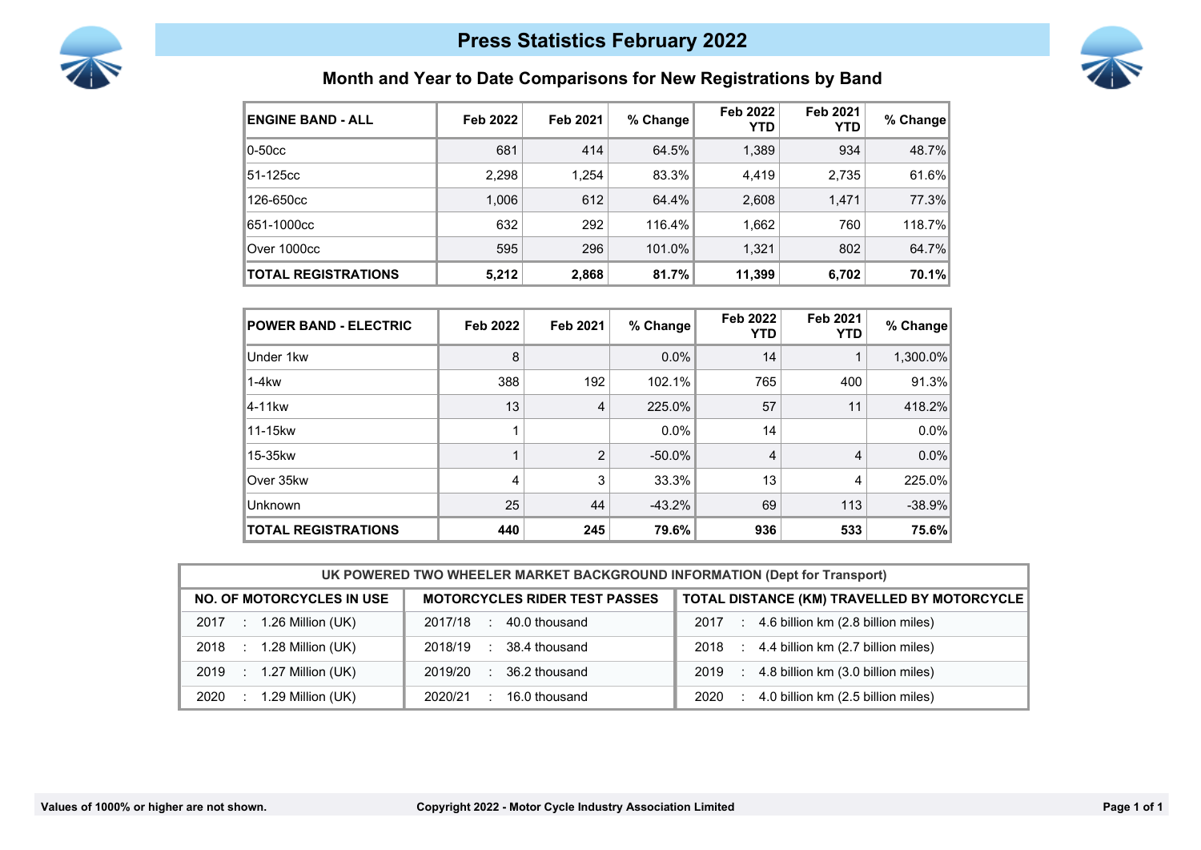# Press Statistics February 2022

## Month and Year to Date Comparisons for New Registrations by Band

| ENGINE BAND - ALL | Feb 2022 | Feb 2021 | % Change | Feb 2022 YTD | Feb 2021 YTD | % Change |
|---|---|---|---|---|---|---|
| 0-50cc | 681 | 414 | 64.5% | 1,389 | 934 | 48.7% |
| 51-125cc | 2,298 | 1,254 | 83.3% | 4,419 | 2,735 | 61.6% |
| 126-650cc | 1,006 | 612 | 64.4% | 2,608 | 1,471 | 77.3% |
| 651-1000cc | 632 | 292 | 116.4% | 1,662 | 760 | 118.7% |
| Over 1000cc | 595 | 296 | 101.0% | 1,321 | 802 | 64.7% |
| **TOTAL REGISTRATIONS** | **5,212** | **2,868** | **81.7%** | **11,399** | **6,702** | **70.1%** |

| POWER BAND - ELECTRIC | Feb 2022 | Feb 2021 | % Change | Feb 2022 YTD | Feb 2021 YTD | % Change |
|---|---|---|---|---|---|---|
| Under 1kw | 8 | | 0.0% | 14 | 1 | 1,300.0% |
| 1-4kw | 388 | 192 | 102.1% | 765 | 400 | 91.3% |
| 4-11kw | 13 | 4 | 225.0% | 57 | 11 | 418.2% |
| 11-15kw | 1 | | 0.0% | 14 | | 0.0% |
| 15-35kw | 1 | 2 | -50.0% | 4 | 4 | 0.0% |
| Over 35kw | 4 | 3 | 33.3% | 13 | 4 | 225.0% |
| Unknown | 25 | 44 | -43.2% | 69 | 113 | -38.9% |
| **TOTAL REGISTRATIONS** | **440** | **245** | **79.6%** | **936** | **533** | **75.6%** |

| UK POWERED TWO WHEELER MARKET BACKGROUND INFORMATION (Dept for Transport) | | |
|---|---|---|
| **NO. OF MOTORCYCLES IN USE** | **MOTORCYCLES RIDER TEST PASSES** | **TOTAL DISTANCE (KM) TRAVELLED BY MOTORCYCLE** |
| 2017 : 1.26 Million (UK) | 2017/18 : 40.0 thousand | 2017 : 4.6 billion km (2.8 billion miles) |
| 2018 : 1.28 Million (UK) | 2018/19 : 38.4 thousand | 2018 : 4.4 billion km (2.7 billion miles) |
| 2019 : 1.27 Million (UK) | 2019/20 : 36.2 thousand | 2019 : 4.8 billion km (3.0 billion miles) |
| 2020 : 1.29 Million (UK) | 2020/21 : 16.0 thousand | 2020 : 4.0 billion km (2.5 billion miles) |

Values of 1000% or higher are not shown.

Copyright 2022 - Motor Cycle Industry Association Limited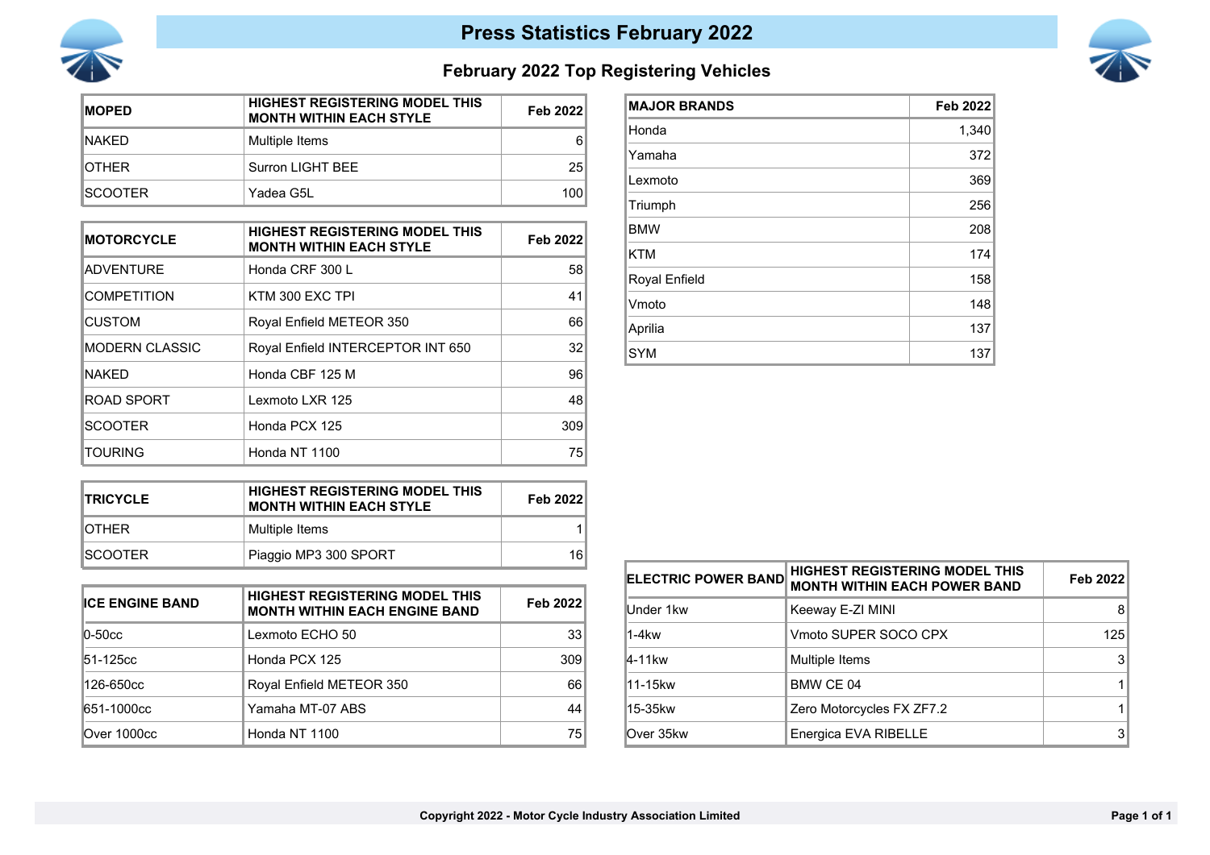# Press Statistics February 2022

## February 2022 Top Registering Vehicles

| MOPED | HIGHEST REGISTERING MODEL THIS MONTH WITHIN EACH STYLE | Feb 2022 |
|---|---|---|
| NAKED | Multiple Items | 6 |
| OTHER | Surron LIGHT BEE | 25 |
| SCOOTER | Yadea G5L | 100 |

| MOTORCYCLE | HIGHEST REGISTERING MODEL THIS MONTH WITHIN EACH STYLE | Feb 2022 |
|---|---|---|
| ADVENTURE | Honda CRF 300 L | 58 |
| COMPETITION | KTM 300 EXC TPI | 41 |
| CUSTOM | Royal Enfield METEOR 350 | 66 |
| MODERN CLASSIC | Royal Enfield INTERCEPTOR INT 650 | 32 |
| NAKED | Honda CBF 125 M | 96 |
| ROAD SPORT | Lexmoto LXR 125 | 48 |
| SCOOTER | Honda PCX 125 | 309 |
| TOURING | Honda NT 1100 | 75 |

| TRICYCLE | HIGHEST REGISTERING MODEL THIS MONTH WITHIN EACH STYLE | Feb 2022 |
|---|---|---|
| OTHER | Multiple Items | 1 |
| SCOOTER | Piaggio MP3 300 SPORT | 16 |

| ICE ENGINE BAND | HIGHEST REGISTERING MODEL THIS MONTH WITHIN EACH ENGINE BAND | Feb 2022 |
|---|---|---|
| 0-50cc | Lexmoto ECHO 50 | 33 |
| 51-125cc | Honda PCX 125 | 309 |
| 126-650cc | Royal Enfield METEOR 350 | 66 |
| 651-1000cc | Yamaha MT-07 ABS | 44 |
| Over 1000cc | Honda NT 1100 | 75 |

| MAJOR BRANDS | Feb 2022 |
|---|---|
| Honda | 1,340 |
| Yamaha | 372 |
| Lexmoto | 369 |
| Triumph | 256 |
| BMW | 208 |
| KTM | 174 |
| Royal Enfield | 158 |
| Vmoto | 148 |
| Aprilia | 137 |
| SYM | 137 |

| ELECTRIC POWER BAND | HIGHEST REGISTERING MODEL THIS MONTH WITHIN EACH POWER BAND | Feb 2022 |
|---|---|---|
| Under 1kw | Keeway E-ZI MINI | 8 |
| 1-4kw | Vmoto SUPER SOCO CPX | 125 |
| 4-11kw | Multiple Items | 3 |
| 11-15kw | BMW CE 04 | 1 |
| 15-35kw | Zero Motorcycles FX ZF7.2 | 1 |
| Over 35kw | Energica EVA RIBELLE | 3 |

Copyright 2022 - Motor Cycle Industry Association Limited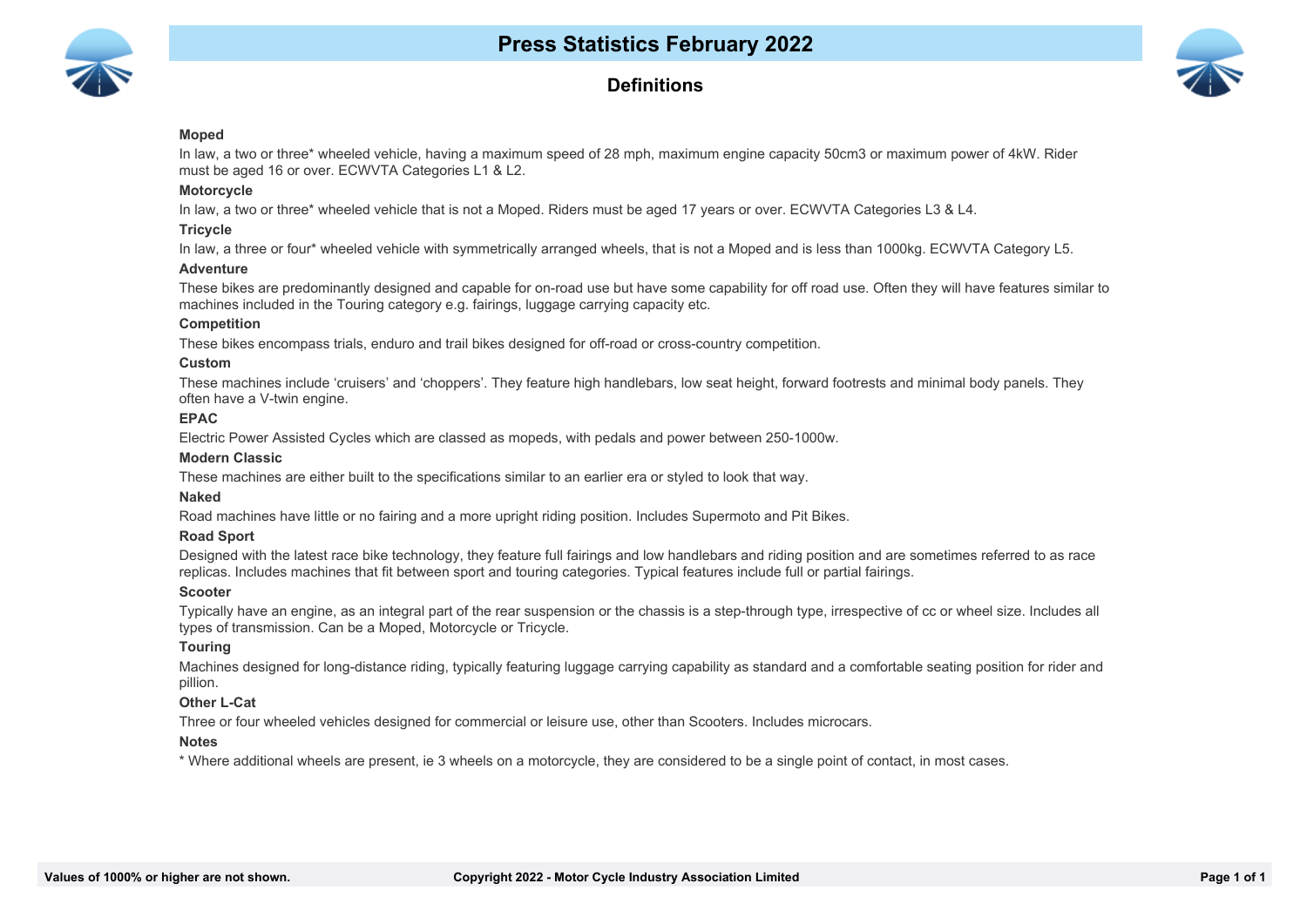# Press Statistics February 2022

## Definitions

**Moped**

In law, a two or three* wheeled vehicle, having a maximum speed of 28 mph, maximum engine capacity 50cm3 or maximum power of 4kW. Rider must be aged 16 or over. ECWVTA Categories L1 & L2.

**Motorcycle**

In law, a two or three* wheeled vehicle that is not a Moped. Riders must be aged 17 years or over. ECWVTA Categories L3 & L4.

**Tricycle**

In law, a three or four* wheeled vehicle with symmetrically arranged wheels, that is not a Moped and is less than 1000kg. ECWVTA Category L5.

**Adventure**

These bikes are predominantly designed and capable for on-road use but have some capability for off road use. Often they will have features similar to machines included in the Touring category e.g. fairings, luggage carrying capacity etc.

**Competition**

These bikes encompass trials, enduro and trail bikes designed for off-road or cross-country competition.

**Custom**

These machines include 'cruisers' and 'choppers'. They feature high handlebars, low seat height, forward footrests and minimal body panels. They often have a V-twin engine.

**EPAC**

Electric Power Assisted Cycles which are classed as mopeds, with pedals and power between 250-1000w.

**Modern Classic**

These machines are either built to the specifications similar to an earlier era or styled to look that way.

**Naked**

Road machines have little or no fairing and a more upright riding position. Includes Supermoto and Pit Bikes.

**Road Sport**

Designed with the latest race bike technology, they feature full fairings and low handlebars and riding position and are sometimes referred to as race replicas. Includes machines that fit between sport and touring categories. Typical features include full or partial fairings.

**Scooter**

Typically have an engine, as an integral part of the rear suspension or the chassis is a step-through type, irrespective of cc or wheel size. Includes all types of transmission. Can be a Moped, Motorcycle or Tricycle.

**Touring**

Machines designed for long-distance riding, typically featuring luggage carrying capability as standard and a comfortable seating position for rider and pillion.

**Other L-Cat**

Three or four wheeled vehicles designed for commercial or leisure use, other than Scooters. Includes microcars.

**Notes**

* Where additional wheels are present, ie 3 wheels on a motorcycle, they are considered to be a single point of contact, in most cases.

Values of 1000% or higher are not shown.

Copyright 2022 - Motor Cycle Industry Association Limited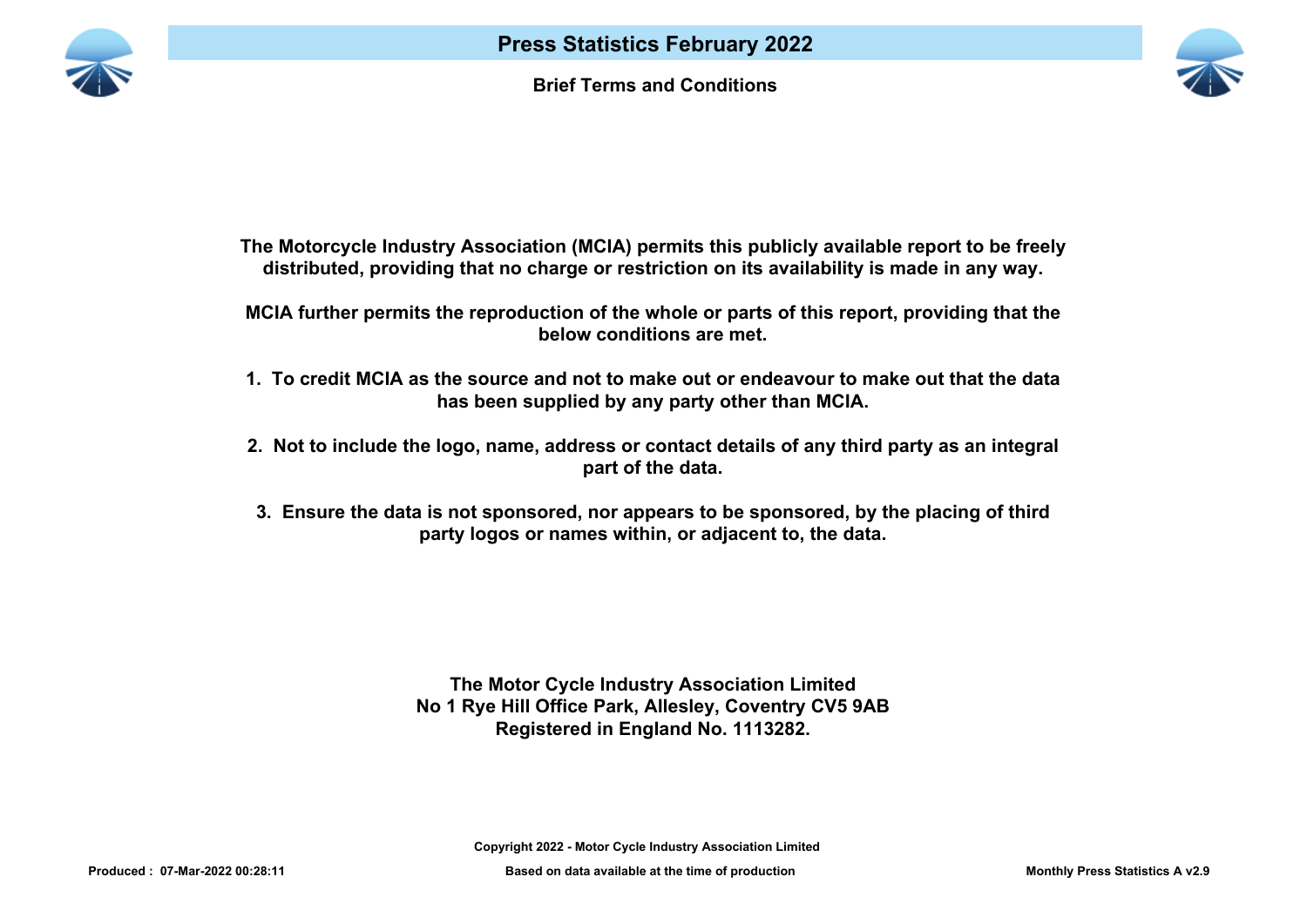# Press Statistics February 2022

## Brief Terms and Conditions

**The Motorcycle Industry Association (MCIA) permits this publicly available report to be freely distributed, providing that no charge or restriction on its availability is made in any way.**

**MCIA further permits the reproduction of the whole or parts of this report, providing that the below conditions are met.**

1. **To credit MCIA as the source and not to make out or endeavour to make out that the data has been supplied by any party other than MCIA.**

2. **Not to include the logo, name, address or contact details of any third party as an integral part of the data.**

3. **Ensure the data is not sponsored, nor appears to be sponsored, by the placing of third party logos or names within, or adjacent to, the data.**

**The Motor Cycle Industry Association Limited**
**No 1 Rye Hill Office Park, Allesley, Coventry CV5 9AB**
**Registered in England No. 1113282.**

Copyright 2022 - Motor Cycle Industry Association Limited

Produced : 07-Mar-2022 00:28:11 — Based on data available at the time of production — Monthly Press Statistics A v2.9